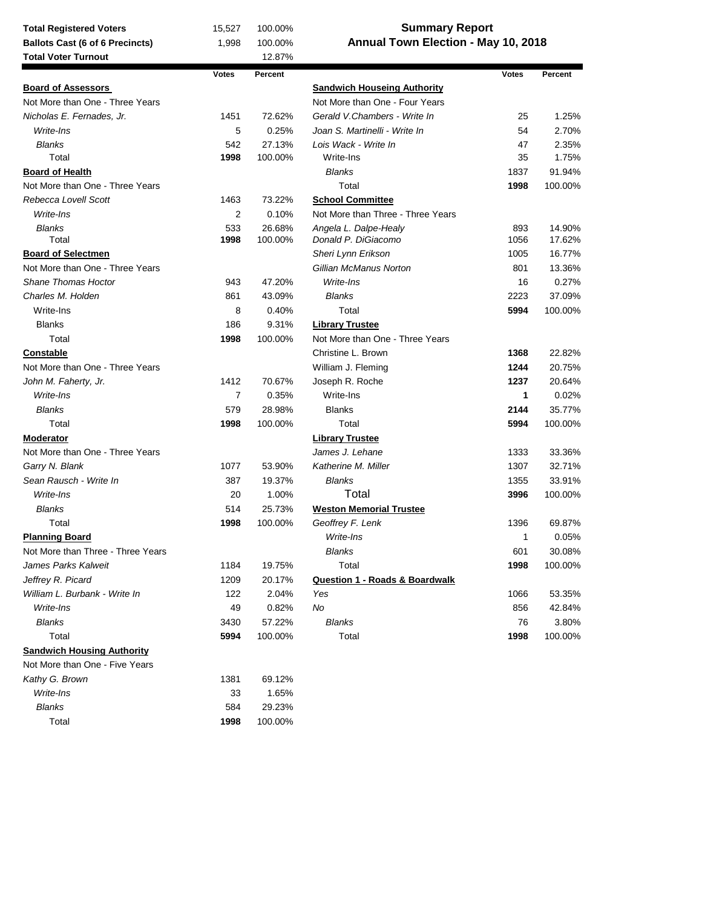| Total Registered Voters | 15,527 | 100.00% |
|---|---|---|
| **Ballots Cast (6 of 6 Precincts)** | 1,998 | 100.00% |
| **Total Voter Turnout** | | 12.87% |

# Summary Report
## Annual Town Election - May 10, 2018

| | Votes | Percent |
|---|---|---|
| **Board of Assessors** | | |
| Not More than One - Three Years | | |
| *Nicholas E. Fernades, Jr.* | 1451 | 72.62% |
| *Write-Ins* | 5 | 0.25% |
| *Blanks* | 542 | 27.13% |
| Total | **1998** | 100.00% |
| **Board of Health** | | |
| Not More than One - Three Years | | |
| *Rebecca Lovell Scott* | 1463 | 73.22% |
| *Write-Ins* | 2 | 0.10% |
| *Blanks* | 533 | 26.68% |
| Total | **1998** | 100.00% |
| **Board of Selectmen** | | |
| Not More than One - Three Years | | |
| *Shane Thomas Hoctor* | 943 | 47.20% |
| *Charles M. Holden* | 861 | 43.09% |
| Write-Ins | 8 | 0.40% |
| Blanks | 186 | 9.31% |
| Total | **1998** | 100.00% |
| **Constable** | | |
| Not More than One - Three Years | | |
| *John M. Faherty, Jr.* | 1412 | 70.67% |
| *Write-Ins* | 7 | 0.35% |
| *Blanks* | 579 | 28.98% |
| Total | **1998** | 100.00% |
| **Moderator** | | |
| Not More than One - Three Years | | |
| *Garry N. Blank* | 1077 | 53.90% |
| *Sean Rausch - Write In* | 387 | 19.37% |
| *Write-Ins* | 20 | 1.00% |
| *Blanks* | 514 | 25.73% |
| Total | **1998** | 100.00% |
| **Planning Board** | | |
| Not More than Three - Three Years | | |
| *James Parks Kalweit* | 1184 | 19.75% |
| *Jeffrey R. Picard* | 1209 | 20.17% |
| *William L. Burbank - Write In* | 122 | 2.04% |
| *Write-Ins* | 49 | 0.82% |
| *Blanks* | 3430 | 57.22% |
| Total | **5994** | 100.00% |
| **Sandwich Housing Authority** | | |
| Not More than One - Five Years | | |
| *Kathy G. Brown* | 1381 | 69.12% |
| *Write-Ins* | 33 | 1.65% |
| *Blanks* | 584 | 29.23% |
| Total | **1998** | 100.00% |

| | Votes | Percent |
|---|---|---|
| **Sandwich Houseing Authority** | | |
| Not More than One - Four Years | | |
| *Gerald V.Chambers - Write In* | 25 | 1.25% |
| *Joan S. Martinelli - Write In* | 54 | 2.70% |
| *Lois Wack - Write In* | 47 | 2.35% |
| Write-Ins | 35 | 1.75% |
| *Blanks* | 1837 | 91.94% |
| Total | **1998** | 100.00% |
| **School Committee** | | |
| Not More than Three - Three Years | | |
| *Angela L. Dalpe-Healy* | 893 | 14.90% |
| *Donald P. DiGiacomo* | 1056 | 17.62% |
| *Sheri Lynn Erikson* | 1005 | 16.77% |
| *Gillian McManus Norton* | 801 | 13.36% |
| *Write-Ins* | 16 | 0.27% |
| *Blanks* | 2223 | 37.09% |
| Total | **5994** | 100.00% |
| **Library Trustee** | | |
| Not More than One - Three Years | | |
| Christine L. Brown | **1368** | 22.82% |
| William J. Fleming | **1244** | 20.75% |
| Joseph R. Roche | **1237** | 20.64% |
| Write-Ins | **1** | 0.02% |
| Blanks | **2144** | 35.77% |
| Total | **5994** | 100.00% |
| **Library Trustee** | | |
| *James J. Lehane* | 1333 | 33.36% |
| *Katherine M. Miller* | 1307 | 32.71% |
| *Blanks* | 1355 | 33.91% |
| Total | **3996** | 100.00% |
| **Weston Memorial Trustee** | | |
| *Geoffrey F. Lenk* | 1396 | 69.87% |
| *Write-Ins* | 1 | 0.05% |
| *Blanks* | 601 | 30.08% |
| Total | **1998** | 100.00% |
| **Question 1 - Roads & Boardwalk** | | |
| *Yes* | 1066 | 53.35% |
| *No* | 856 | 42.84% |
| *Blanks* | 76 | 3.80% |
| Total | **1998** | 100.00% |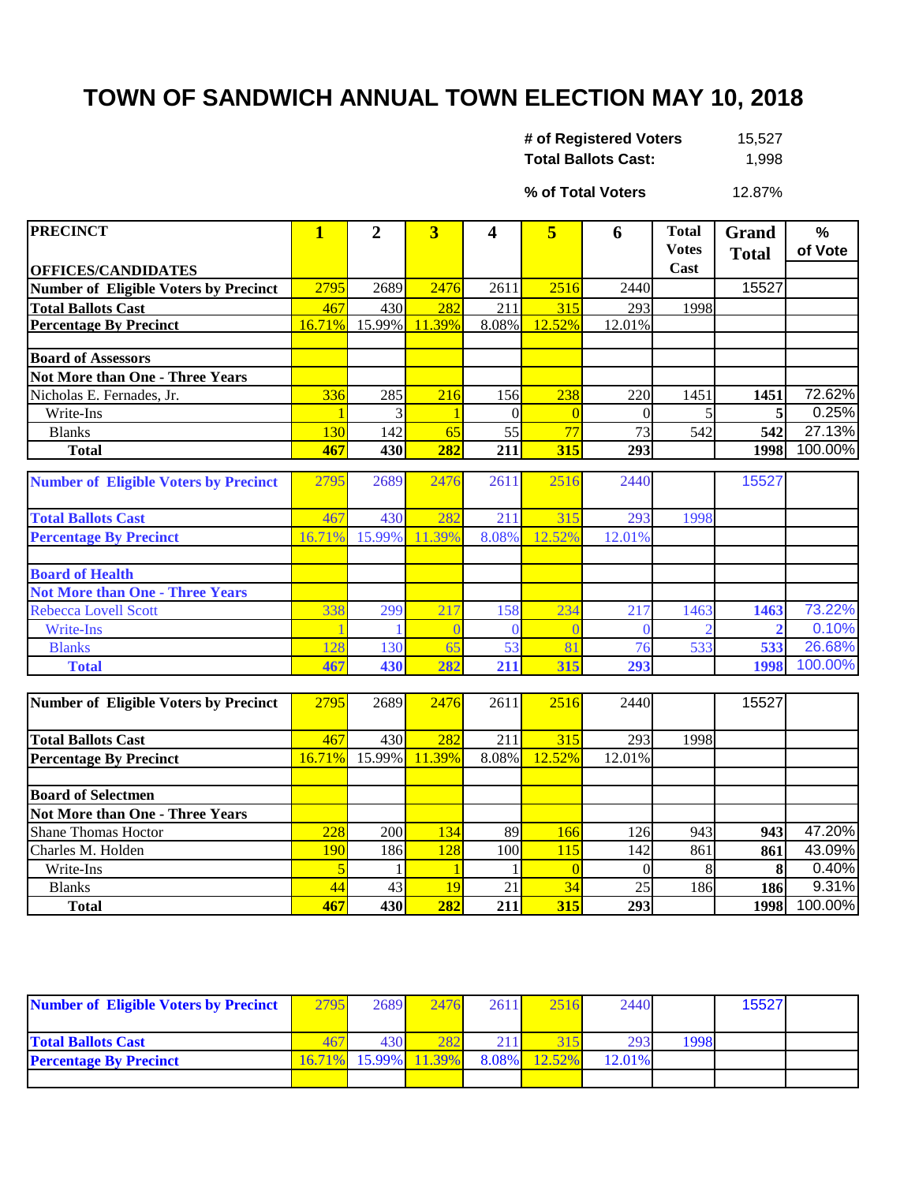# TOWN OF SANDWICH ANNUAL TOWN ELECTION MAY 10, 2018

| | |
|---|---|
| **# of Registered Voters** | 15,527 |
| **Total Ballots Cast:** | 1,998 |
| **% of Total Voters** | 12.87% |

| PRECINCT / OFFICES/CANDIDATES | 1 | 2 | 3 | 4 | 5 | 6 | Total Votes Cast | Grand Total | % of Vote |
|---|---|---|---|---|---|---|---|---|---|
| **Number of Eligible Voters by Precinct** | 2795 | 2689 | 2476 | 2611 | 2516 | 2440 | | 15527 | |
| **Total Ballots Cast** | 467 | 430 | 282 | 211 | 315 | 293 | 1998 | | |
| **Percentage By Precinct** | 16.71% | 15.99% | 11.39% | 8.08% | 12.52% | 12.01% | | | |
| | | | | | | | | | |
| **Board of Assessors** | | | | | | | | | |
| **Not More than One - Three Years** | | | | | | | | | |
| Nicholas E. Fernades, Jr. | 336 | 285 | 216 | 156 | 238 | 220 | 1451 | **1451** | 72.62% |
| Write-Ins | 1 | 3 | 1 | 0 | 0 | 0 | 5 | **5** | 0.25% |
| Blanks | 130 | 142 | 65 | 55 | 77 | 73 | 542 | **542** | 27.13% |
| **Total** | **467** | **430** | **282** | **211** | **315** | **293** | | **1998** | 100.00% |

| PRECINCT / OFFICES/CANDIDATES | 1 | 2 | 3 | 4 | 5 | 6 | Total Votes Cast | Grand Total | % of Vote |
|---|---|---|---|---|---|---|---|---|---|
| **Number of Eligible Voters by Precinct** | 2795 | 2689 | 2476 | 2611 | 2516 | 2440 | | 15527 | |
| **Total Ballots Cast** | 467 | 430 | 282 | 211 | 315 | 293 | 1998 | | |
| **Percentage By Precinct** | 16.71% | 15.99% | 11.39% | 8.08% | 12.52% | 12.01% | | | |
| | | | | | | | | | |
| **Board of Health** | | | | | | | | | |
| **Not More than One - Three Years** | | | | | | | | | |
| Rebecca Lovell Scott | 338 | 299 | 217 | 158 | 234 | 217 | 1463 | **1463** | 73.22% |
| Write-Ins | 1 | 1 | 0 | 0 | 0 | 0 | 2 | **2** | 0.10% |
| Blanks | 128 | 130 | 65 | 53 | 81 | 76 | 533 | **533** | 26.68% |
| **Total** | **467** | **430** | **282** | **211** | **315** | **293** | | **1998** | 100.00% |

| PRECINCT / OFFICES/CANDIDATES | 1 | 2 | 3 | 4 | 5 | 6 | Total Votes Cast | Grand Total | % of Vote |
|---|---|---|---|---|---|---|---|---|---|
| **Number of Eligible Voters by Precinct** | 2795 | 2689 | 2476 | 2611 | 2516 | 2440 | | 15527 | |
| **Total Ballots Cast** | 467 | 430 | 282 | 211 | 315 | 293 | 1998 | | |
| **Percentage By Precinct** | 16.71% | 15.99% | 11.39% | 8.08% | 12.52% | 12.01% | | | |
| | | | | | | | | | |
| **Board of Selectmen** | | | | | | | | | |
| **Not More than One - Three Years** | | | | | | | | | |
| Shane Thomas Hoctor | 228 | 200 | 134 | 89 | 166 | 126 | 943 | **943** | 47.20% |
| Charles M. Holden | 190 | 186 | 128 | 100 | 115 | 142 | 861 | **861** | 43.09% |
| Write-Ins | 5 | 1 | 1 | 1 | 0 | 0 | 8 | **8** | 0.40% |
| Blanks | 44 | 43 | 19 | 21 | 34 | 25 | 186 | **186** | 9.31% |
| **Total** | **467** | **430** | **282** | **211** | **315** | **293** | | **1998** | 100.00% |

| PRECINCT | 1 | 2 | 3 | 4 | 5 | 6 | Total Votes Cast | Grand Total | % of Vote |
|---|---|---|---|---|---|---|---|---|---|
| **Number of Eligible Voters by Precinct** | 2795 | 2689 | 2476 | 2611 | 2516 | 2440 | | 15527 | |
| **Total Ballots Cast** | 467 | 430 | 282 | 211 | 315 | 293 | 1998 | | |
| **Percentage By Precinct** | 16.71% | 15.99% | 11.39% | 8.08% | 12.52% | 12.01% | | | |
| | | | | | | | | | |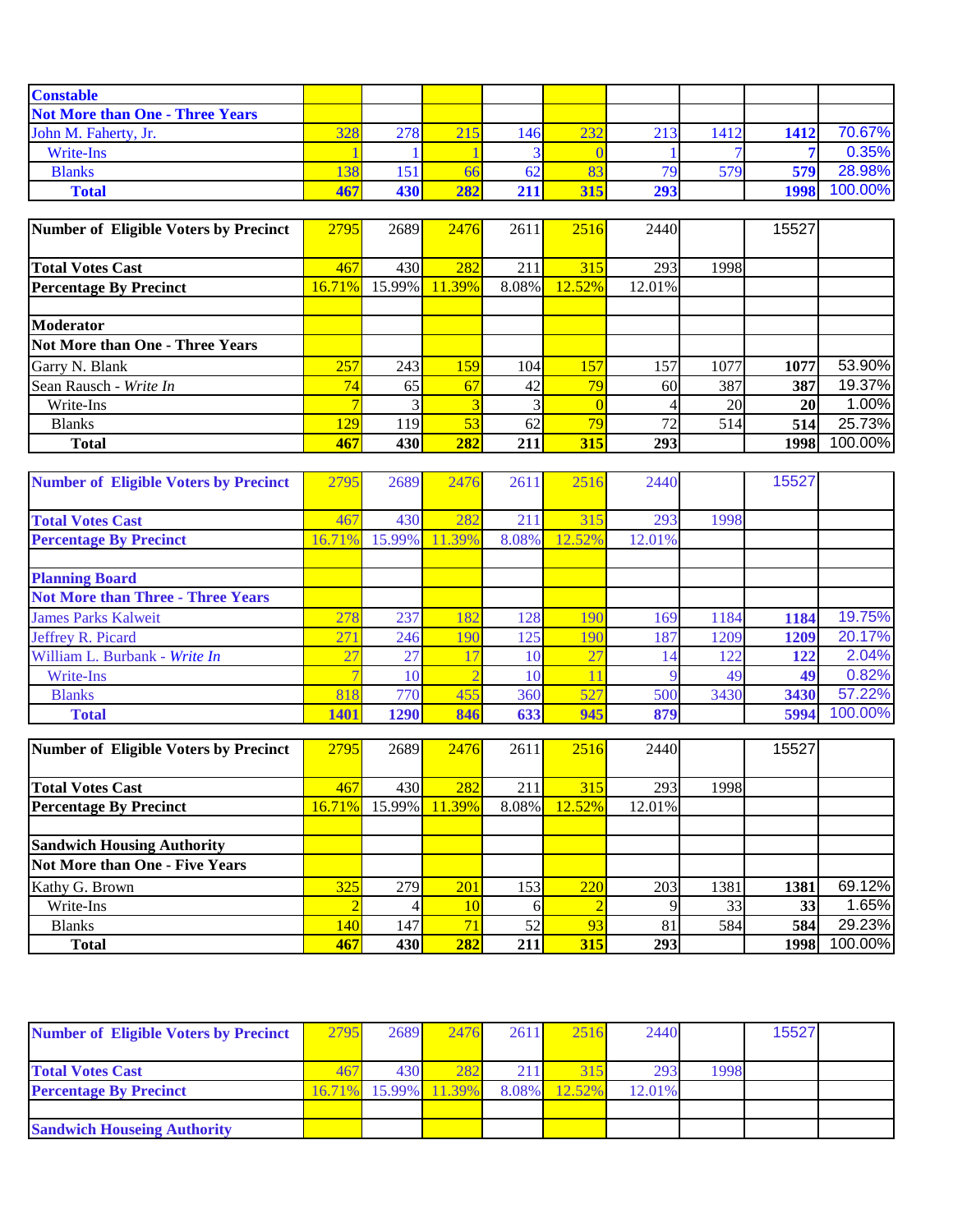| Constable | | | | | | | | | |
|---|---|---|---|---|---|---|---|---|---|
| Not More than One - Three Years | | | | | | | | | |
| John M. Faherty, Jr. | 328 | 278 | 215 | 146 | 232 | 213 | 1412 | **1412** | 70.67% |
| Write-Ins | 1 | 1 | 1 | 3 | 0 | 1 | 7 | **7** | 0.35% |
| Blanks | 138 | 151 | 66 | 62 | 83 | 79 | 579 | **579** | 28.98% |
| **Total** | **467** | **430** | **282** | **211** | **315** | **293** | | **1998** | 100.00% |

| **Number of Eligible Voters by Precinct** | 2795 | 2689 | 2476 | 2611 | 2516 | 2440 | | 15527 | |
|---|---|---|---|---|---|---|---|---|---|
| **Total Votes Cast** | 467 | 430 | 282 | 211 | 315 | 293 | 1998 | | |
| **Percentage By Precinct** | 16.71% | 15.99% | 11.39% | 8.08% | 12.52% | 12.01% | | | |
| | | | | | | | | | |
| **Moderator** | | | | | | | | | |
| **Not More than One - Three Years** | | | | | | | | | |
| Garry N. Blank | 257 | 243 | 159 | 104 | 157 | 157 | 1077 | **1077** | 53.90% |
| Sean Rausch - *Write In* | 74 | 65 | 67 | 42 | 79 | 60 | 387 | **387** | 19.37% |
| Write-Ins | 7 | 3 | 3 | 3 | 0 | 4 | 20 | **20** | 1.00% |
| Blanks | 129 | 119 | 53 | 62 | 79 | 72 | 514 | **514** | 25.73% |
| **Total** | **467** | **430** | **282** | **211** | **315** | **293** | | **1998** | 100.00% |

| **Number of Eligible Voters by Precinct** | 2795 | 2689 | 2476 | 2611 | 2516 | 2440 | | 15527 | |
|---|---|---|---|---|---|---|---|---|---|
| **Total Votes Cast** | 467 | 430 | 282 | 211 | 315 | 293 | 1998 | | |
| **Percentage By Precinct** | 16.71% | 15.99% | 11.39% | 8.08% | 12.52% | 12.01% | | | |
| | | | | | | | | | |
| **Planning Board** | | | | | | | | | |
| **Not More than Three - Three Years** | | | | | | | | | |
| James Parks Kalweit | 278 | 237 | 182 | 128 | 190 | 169 | 1184 | **1184** | 19.75% |
| Jeffrey R. Picard | 271 | 246 | 190 | 125 | 190 | 187 | 1209 | **1209** | 20.17% |
| William L. Burbank - *Write In* | 27 | 27 | 17 | 10 | 27 | 14 | 122 | **122** | 2.04% |
| Write-Ins | 7 | 10 | 2 | 10 | 11 | 9 | 49 | **49** | 0.82% |
| Blanks | 818 | 770 | 455 | 360 | 527 | 500 | 3430 | **3430** | 57.22% |
| **Total** | **1401** | **1290** | **846** | **633** | **945** | **879** | | **5994** | 100.00% |

| **Number of Eligible Voters by Precinct** | 2795 | 2689 | 2476 | 2611 | 2516 | 2440 | | 15527 | |
|---|---|---|---|---|---|---|---|---|---|
| **Total Votes Cast** | 467 | 430 | 282 | 211 | 315 | 293 | 1998 | | |
| **Percentage By Precinct** | 16.71% | 15.99% | 11.39% | 8.08% | 12.52% | 12.01% | | | |
| | | | | | | | | | |
| **Sandwich Housing Authority** | | | | | | | | | |
| **Not More than One - Five Years** | | | | | | | | | |
| Kathy G. Brown | 325 | 279 | 201 | 153 | 220 | 203 | 1381 | **1381** | 69.12% |
| Write-Ins | 2 | 4 | 10 | 6 | 2 | 9 | 33 | **33** | 1.65% |
| Blanks | 140 | 147 | 71 | 52 | 93 | 81 | 584 | **584** | 29.23% |
| **Total** | **467** | **430** | **282** | **211** | **315** | **293** | | **1998** | 100.00% |

| **Number of Eligible Voters by Precinct** | 2795 | 2689 | 2476 | 2611 | 2516 | 2440 | | 15527 | |
|---|---|---|---|---|---|---|---|---|---|
| **Total Votes Cast** | 467 | 430 | 282 | 211 | 315 | 293 | 1998 | | |
| **Percentage By Precinct** | 16.71% | 15.99% | 11.39% | 8.08% | 12.52% | 12.01% | | | |
| | | | | | | | | | |
| **Sandwich Houseing Authority** | | | | | | | | | |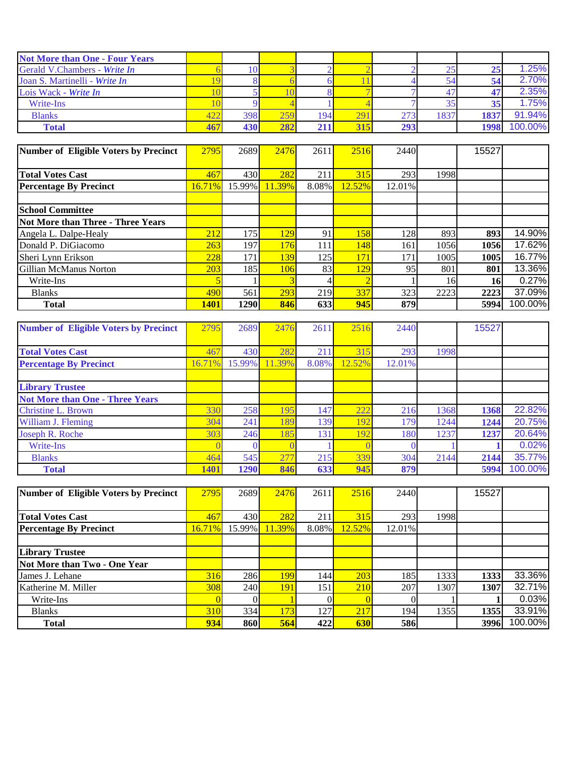| Not More than One - Four Years | | | | | | | | | |
|---|---|---|---|---|---|---|---|---|---|
| Gerald V.Chambers - *Write In* | 6 | 10 | 3 | 2 | 2 | 2 | 25 | **25** | 1.25% |
| Joan S. Martinelli - *Write In* | 19 | 8 | 6 | 6 | 11 | 4 | 54 | **54** | 2.70% |
| Lois Wack - *Write In* | 10 | 5 | 10 | 8 | 7 | 7 | 47 | **47** | 2.35% |
| Write-Ins | 10 | 9 | 4 | 1 | 4 | 7 | 35 | **35** | 1.75% |
| Blanks | 422 | 398 | 259 | 194 | 291 | 273 | 1837 | **1837** | 91.94% |
| **Total** | **467** | **430** | **282** | **211** | **315** | **293** | | **1998** | 100.00% |

| **Number of Eligible Voters by Precinct** | 2795 | 2689 | 2476 | 2611 | 2516 | 2440 | | 15527 | |
|---|---|---|---|---|---|---|---|---|---|
| **Total Votes Cast** | 467 | 430 | 282 | 211 | 315 | 293 | 1998 | | |
| **Percentage By Precinct** | 16.71% | 15.99% | 11.39% | 8.08% | 12.52% | 12.01% | | | |
| | | | | | | | | | |
| **School Committee** | | | | | | | | | |
| **Not More than Three - Three Years** | | | | | | | | | |
| Angela L. Dalpe-Healy | 212 | 175 | 129 | 91 | 158 | 128 | 893 | **893** | 14.90% |
| Donald P. DiGiacomo | 263 | 197 | 176 | 111 | 148 | 161 | 1056 | **1056** | 17.62% |
| Sheri Lynn Erikson | 228 | 171 | 139 | 125 | 171 | 171 | 1005 | **1005** | 16.77% |
| Gillian McManus Norton | 203 | 185 | 106 | 83 | 129 | 95 | 801 | **801** | 13.36% |
| Write-Ins | 5 | 1 | 3 | 4 | 2 | 1 | 16 | **16** | 0.27% |
| Blanks | 490 | 561 | 293 | 219 | 337 | 323 | 2223 | **2223** | 37.09% |
| **Total** | **1401** | **1290** | **846** | **633** | **945** | **879** | | **5994** | 100.00% |

| **Number of Eligible Voters by Precinct** | 2795 | 2689 | 2476 | 2611 | 2516 | 2440 | | 15527 | |
|---|---|---|---|---|---|---|---|---|---|
| **Total Votes Cast** | 467 | 430 | 282 | 211 | 315 | 293 | 1998 | | |
| **Percentage By Precinct** | 16.71% | 15.99% | 11.39% | 8.08% | 12.52% | 12.01% | | | |
| | | | | | | | | | |
| **Library Trustee** | | | | | | | | | |
| **Not More than One - Three Years** | | | | | | | | | |
| Christine L. Brown | 330 | 258 | 195 | 147 | 222 | 216 | 1368 | **1368** | 22.82% |
| William J. Fleming | 304 | 241 | 189 | 139 | 192 | 179 | 1244 | **1244** | 20.75% |
| Joseph R. Roche | 303 | 246 | 185 | 131 | 192 | 180 | 1237 | **1237** | 20.64% |
| Write-Ins | 0 | 0 | 0 | 1 | 0 | 0 | 1 | **1** | 0.02% |
| Blanks | 464 | 545 | 277 | 215 | 339 | 304 | 2144 | **2144** | 35.77% |
| **Total** | **1401** | **1290** | **846** | **633** | **945** | **879** | | **5994** | 100.00% |

| **Number of Eligible Voters by Precinct** | 2795 | 2689 | 2476 | 2611 | 2516 | 2440 | | 15527 | |
|---|---|---|---|---|---|---|---|---|---|
| **Total Votes Cast** | 467 | 430 | 282 | 211 | 315 | 293 | 1998 | | |
| **Percentage By Precinct** | 16.71% | 15.99% | 11.39% | 8.08% | 12.52% | 12.01% | | | |
| | | | | | | | | | |
| **Library Trustee** | | | | | | | | | |
| **Not More than Two - One Year** | | | | | | | | | |
| James J. Lehane | 316 | 286 | 199 | 144 | 203 | 185 | 1333 | **1333** | 33.36% |
| Katherine M. Miller | 308 | 240 | 191 | 151 | 210 | 207 | 1307 | **1307** | 32.71% |
| Write-Ins | 0 | 0 | 1 | 0 | 0 | 0 | 1 | **1** | 0.03% |
| Blanks | 310 | 334 | 173 | 127 | 217 | 194 | 1355 | **1355** | 33.91% |
| **Total** | **934** | **860** | **564** | **422** | **630** | **586** | | **3996** | 100.00% |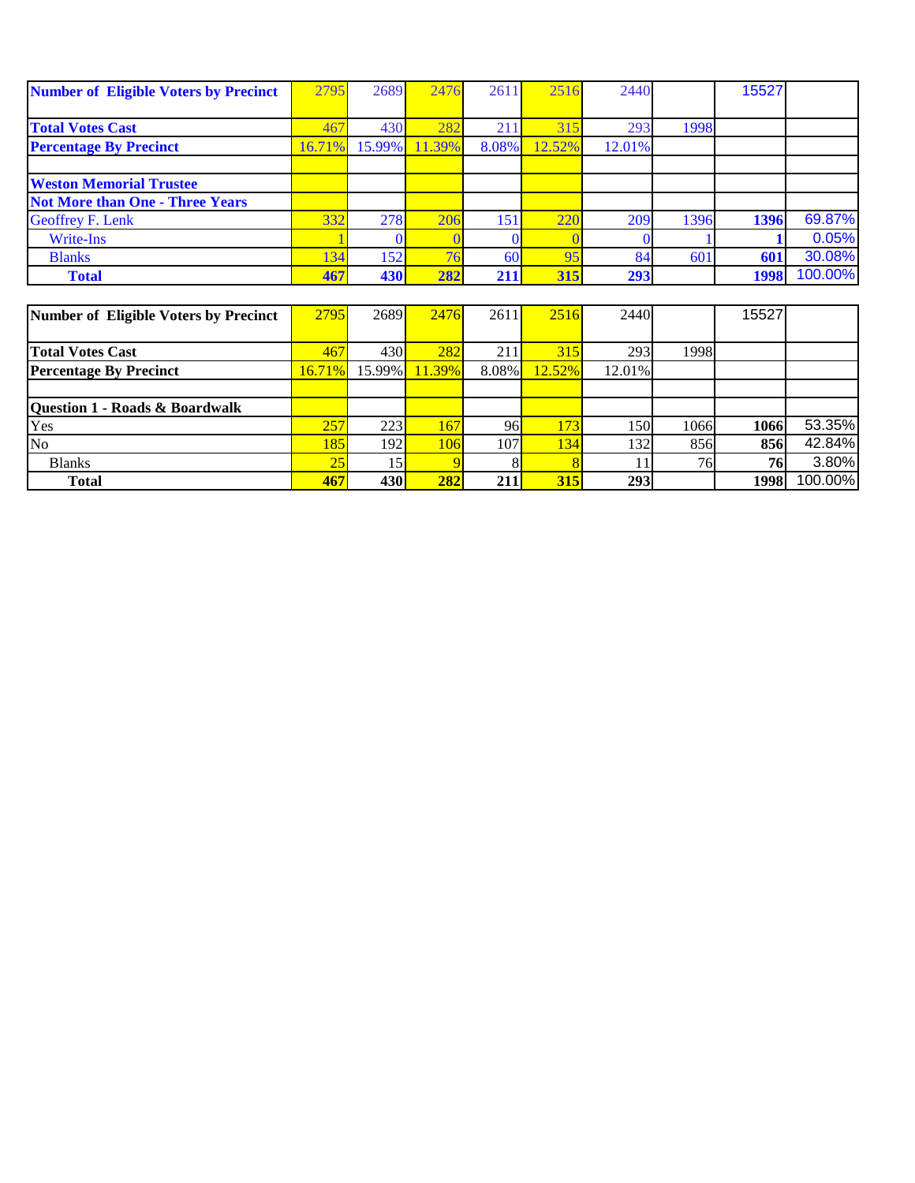| | | | | | | | | | |
|---|---|---|---|---|---|---|---|---|---|
| **Number of Eligible Voters by Precinct** | 2795 | 2689 | 2476 | 2611 | 2516 | 2440 | | 15527 | |
| **Total Votes Cast** | 467 | 430 | 282 | 211 | 315 | 293 | 1998 | | |
| **Percentage By Precinct** | 16.71% | 15.99% | 11.39% | 8.08% | 12.52% | 12.01% | | | |
| | | | | | | | | | |
| **Weston Memorial Trustee** | | | | | | | | | |
| **Not More than One - Three Years** | | | | | | | | | |
| Geoffrey F. Lenk | 332 | 278 | 206 | 151 | 220 | 209 | 1396 | **1396** | 69.87% |
| Write-Ins | 1 | 0 | 0 | 0 | 0 | 0 | 1 | **1** | 0.05% |
| Blanks | 134 | 152 | 76 | 60 | 95 | 84 | 601 | **601** | 30.08% |
| **Total** | **467** | **430** | **282** | **211** | **315** | **293** | | **1998** | 100.00% |

| | | | | | | | | | |
|---|---|---|---|---|---|---|---|---|---|
| **Number of Eligible Voters by Precinct** | 2795 | 2689 | 2476 | 2611 | 2516 | 2440 | | 15527 | |
| **Total Votes Cast** | 467 | 430 | 282 | 211 | 315 | 293 | 1998 | | |
| **Percentage By Precinct** | 16.71% | 15.99% | 11.39% | 8.08% | 12.52% | 12.01% | | | |
| | | | | | | | | | |
| **Question 1 - Roads & Boardwalk** | | | | | | | | | |
| Yes | 257 | 223 | 167 | 96 | 173 | 150 | 1066 | **1066** | 53.35% |
| No | 185 | 192 | 106 | 107 | 134 | 132 | 856 | **856** | 42.84% |
| Blanks | 25 | 15 | 9 | 8 | 8 | 11 | 76 | **76** | 3.80% |
| **Total** | **467** | **430** | **282** | **211** | **315** | **293** | | **1998** | 100.00% |